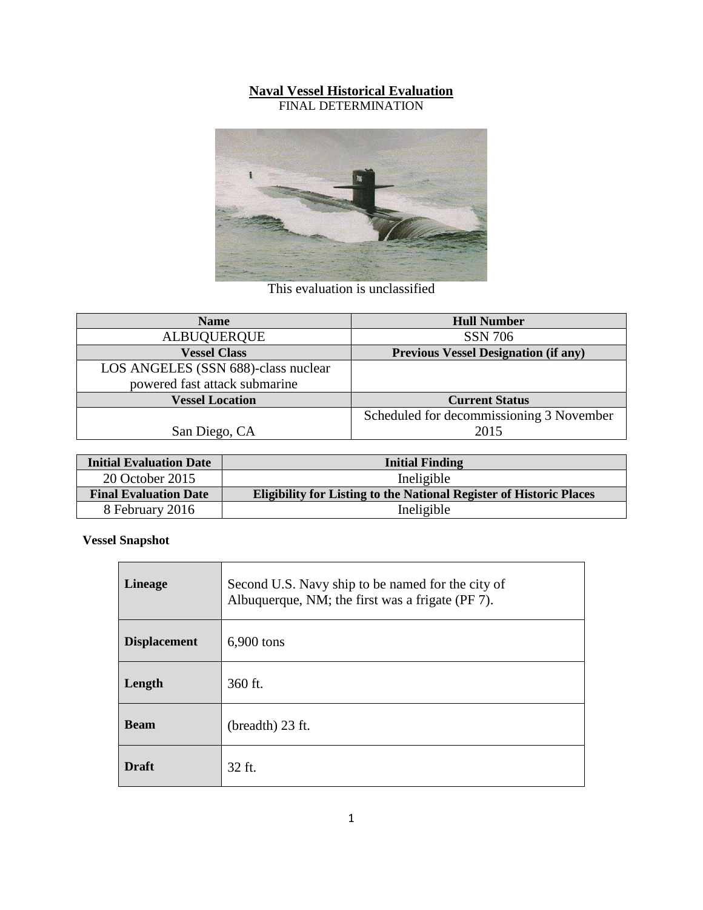**Naval Vessel Historical Evaluation**

FINAL DETERMINATION

This evaluation is unclassified

| Name | Hull Number |
| --- | --- |
| ALBUQUERQUE | SSN 706 |
| **Vessel Class** | **Previous Vessel Designation (if any)** |
| LOS ANGELES (SSN 688)-class nuclear powered fast attack submarine | |
| **Vessel Location** | **Current Status** |
| San Diego, CA | Scheduled for decommissioning 3 November 2015 |

| Initial Evaluation Date | Initial Finding |
| --- | --- |
| 20 October 2015 | Ineligible |
| **Final Evaluation Date** | **Eligibility for Listing to the National Register of Historic Places** |
| 8 February 2016 | Ineligible |

**Vessel Snapshot**

| | |
| --- | --- |
| **Lineage** | Second U.S. Navy ship to be named for the city of Albuquerque, NM; the first was a frigate (PF 7). |
| **Displacement** | 6,900 tons |
| **Length** | 360 ft. |
| **Beam** | (breadth) 23 ft. |
| **Draft** | 32 ft. |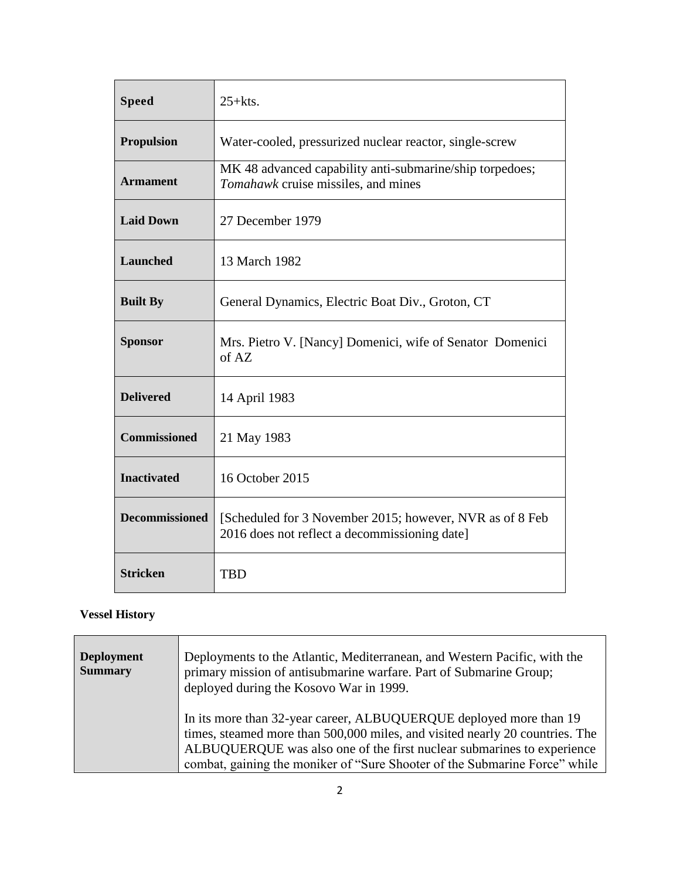| | |
|---|---|
| **Speed** | 25+kts. |
| **Propulsion** | Water-cooled, pressurized nuclear reactor, single-screw |
| **Armament** | MK 48 advanced capability anti-submarine/ship torpedoes; *Tomahawk* cruise missiles, and mines |
| **Laid Down** | 27 December 1979 |
| **Launched** | 13 March 1982 |
| **Built By** | General Dynamics, Electric Boat Div., Groton, CT |
| **Sponsor** | Mrs. Pietro V. [Nancy] Domenici, wife of Senator Domenici of AZ |
| **Delivered** | 14 April 1983 |
| **Commissioned** | 21 May 1983 |
| **Inactivated** | 16 October 2015 |
| **Decommissioned** | [Scheduled for 3 November 2015; however, NVR as of 8 Feb 2016 does not reflect a decommissioning date] |
| **Stricken** | TBD |

**Vessel History**

| | |
|---|---|
| **Deployment Summary** | Deployments to the Atlantic, Mediterranean, and Western Pacific, with the primary mission of antisubmarine warfare. Part of Submarine Group; deployed during the Kosovo War in 1999.<br><br>In its more than 32-year career, ALBUQUERQUE deployed more than 19 times, steamed more than 500,000 miles, and visited nearly 20 countries. The ALBUQUERQUE was also one of the first nuclear submarines to experience combat, gaining the moniker of "Sure Shooter of the Submarine Force" while |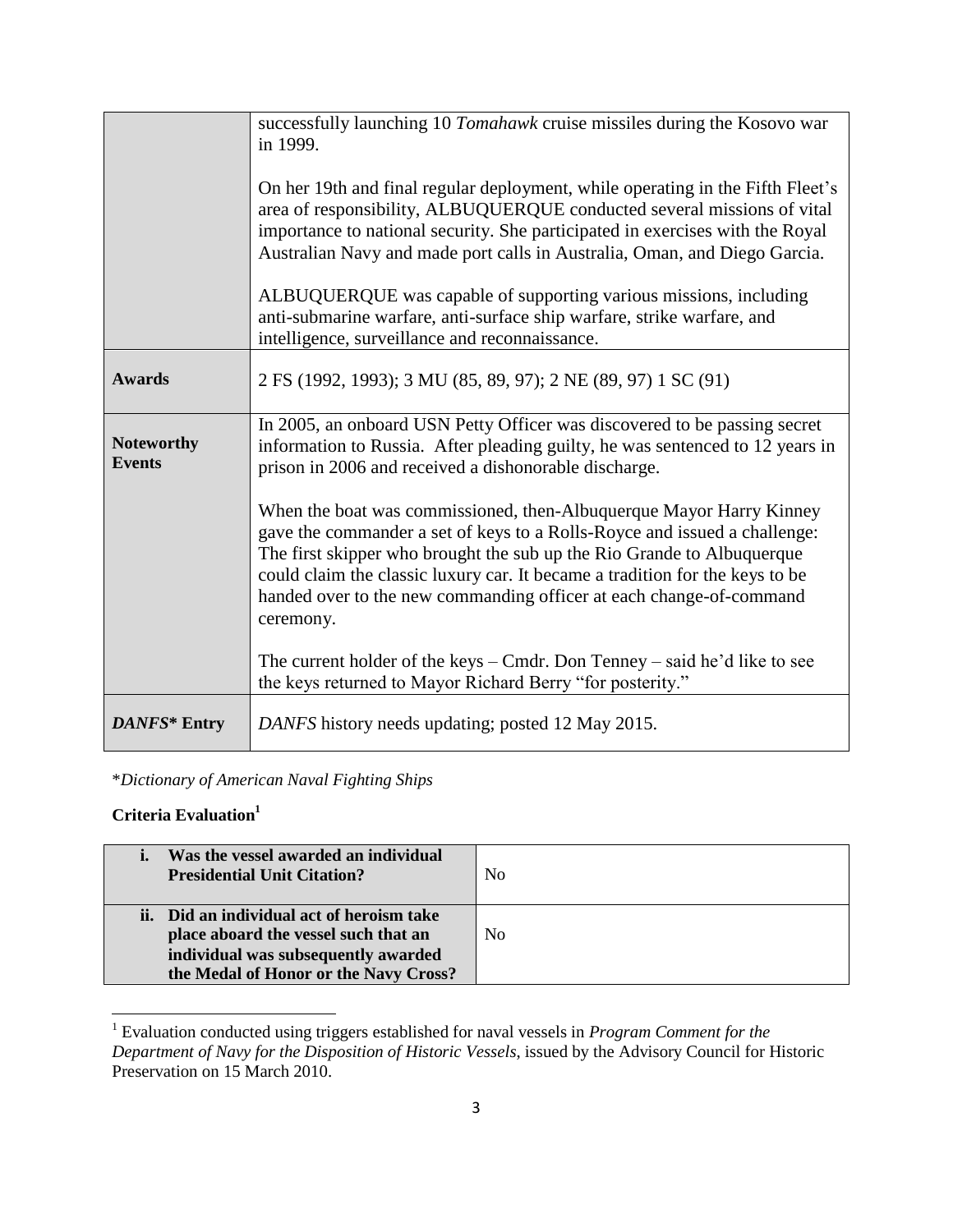| | |
|---|---|
| | successfully launching 10 *Tomahawk* cruise missiles during the Kosovo war in 1999.<br><br>On her 19th and final regular deployment, while operating in the Fifth Fleet's area of responsibility, ALBUQUERQUE conducted several missions of vital importance to national security. She participated in exercises with the Royal Australian Navy and made port calls in Australia, Oman, and Diego Garcia.<br><br>ALBUQUERQUE was capable of supporting various missions, including anti-submarine warfare, anti-surface ship warfare, strike warfare, and intelligence, surveillance and reconnaissance. |
| **Awards** | 2 FS (1992, 1993); 3 MU (85, 89, 97); 2 NE (89, 97) 1 SC (91) |
| **Noteworthy Events** | In 2005, an onboard USN Petty Officer was discovered to be passing secret information to Russia. After pleading guilty, he was sentenced to 12 years in prison in 2006 and received a dishonorable discharge.<br><br>When the boat was commissioned, then-Albuquerque Mayor Harry Kinney gave the commander a set of keys to a Rolls-Royce and issued a challenge: The first skipper who brought the sub up the Rio Grande to Albuquerque could claim the classic luxury car. It became a tradition for the keys to be handed over to the new commanding officer at each change-of-command ceremony.<br><br>The current holder of the keys – Cmdr. Don Tenney – said he'd like to see the keys returned to Mayor Richard Berry "for posterity." |
| ***DANFS\* Entry*** | *DANFS* history needs updating; posted 12 May 2015. |

\**Dictionary of American Naval Fighting Ships*

**Criteria Evaluation**[1]

| | |
|---|---|
| **i. Was the vessel awarded an individual Presidential Unit Citation?** | No |
| **ii. Did an individual act of heroism take place aboard the vessel such that an individual was subsequently awarded the Medal of Honor or the Navy Cross?** | No |

[1] Evaluation conducted using triggers established for naval vessels in *Program Comment for the Department of Navy for the Disposition of Historic Vessels*, issued by the Advisory Council for Historic Preservation on 15 March 2010.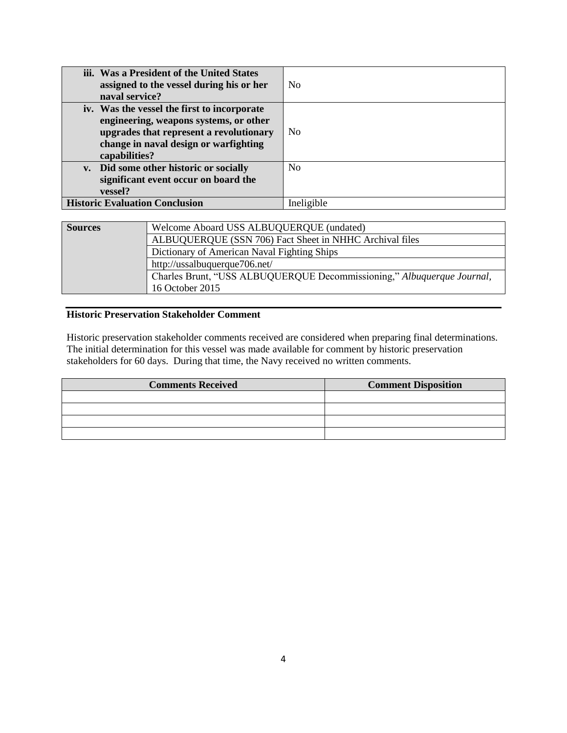| | |
|---|---|
| **iii. Was a President of the United States assigned to the vessel during his or her naval service?** | No |
| **iv. Was the vessel the first to incorporate engineering, weapons systems, or other upgrades that represent a revolutionary change in naval design or warfighting capabilities?** | No |
| **v. Did some other historic or socially significant event occur on board the vessel?** | No |
| **Historic Evaluation Conclusion** | Ineligible |

| | |
|---|---|
| **Sources** | Welcome Aboard USS ALBUQUERQUE (undated) |
| | ALBUQUERQUE (SSN 706) Fact Sheet in NHHC Archival files |
| | Dictionary of American Naval Fighting Ships |
| | http://ussalbuquerque706.net/ |
| | Charles Brunt, "USS ALBUQUERQUE Decommissioning," *Albuquerque Journal*, 16 October 2015 |

### Historic Preservation Stakeholder Comment

Historic preservation stakeholder comments received are considered when preparing final determinations. The initial determination for this vessel was made available for comment by historic preservation stakeholders for 60 days. During that time, the Navy received no written comments.

| Comments Received | Comment Disposition |
|---|---|
| | |
| | |
| | |
| | |